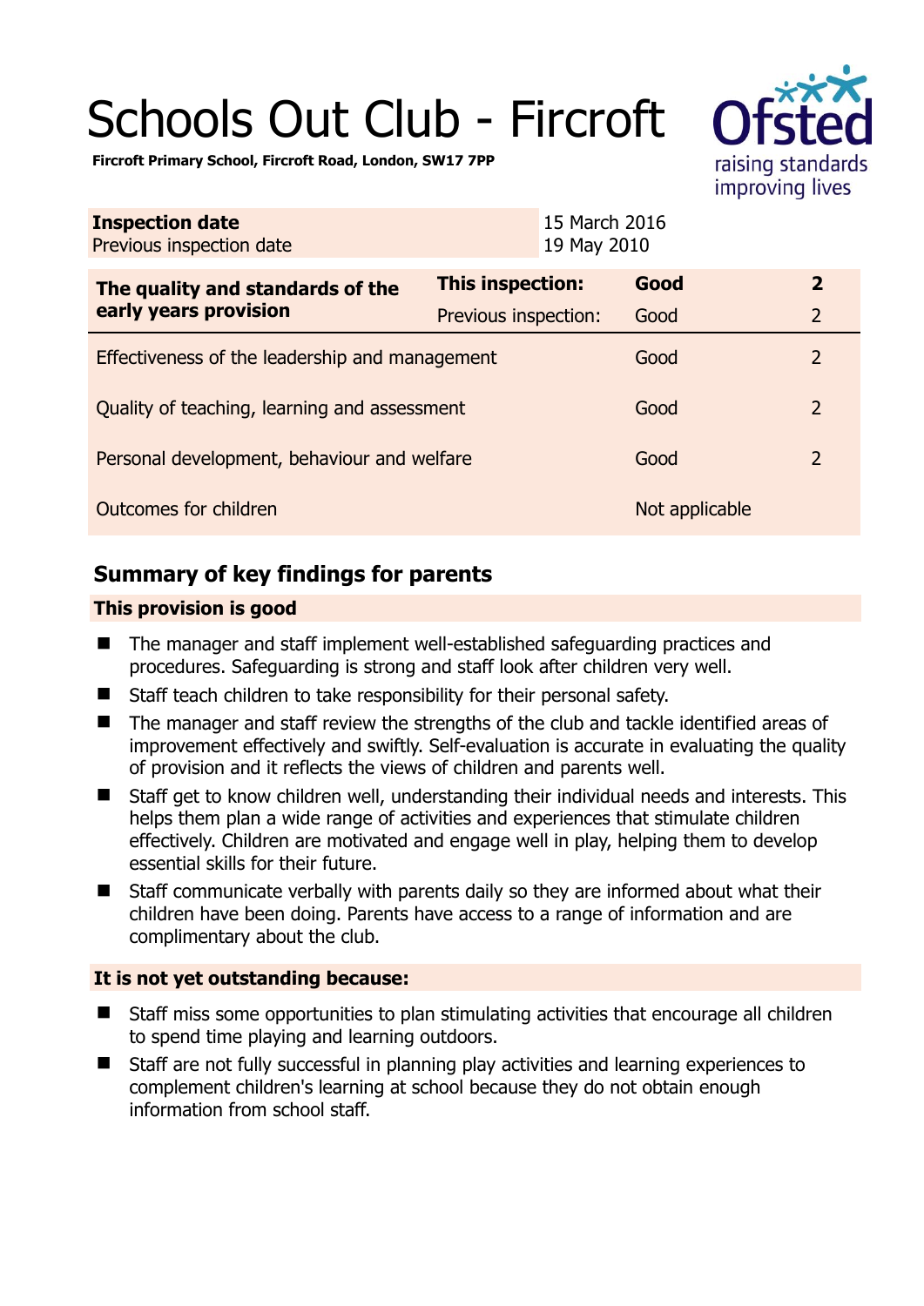# Schools Out Club - Fircroft

**Fircroft Primary School, Fircroft Road, London, SW17 7PP**

| **Inspection date** | 15 March 2016 |
|---|---|
| Previous inspection date | 19 May 2010 |

| **The quality and standards of the early years provision** | **This inspection:** | **Good** | **2** |
|---|---|---|---|
| | Previous inspection: | Good | 2 |
| Effectiveness of the leadership and management | | Good | 2 |
| Quality of teaching, learning and assessment | | Good | 2 |
| Personal development, behaviour and welfare | | Good | 2 |
| Outcomes for children | | Not applicable | |

## Summary of key findings for parents

### This provision is good

- The manager and staff implement well-established safeguarding practices and procedures. Safeguarding is strong and staff look after children very well.
- Staff teach children to take responsibility for their personal safety.
- The manager and staff review the strengths of the club and tackle identified areas of improvement effectively and swiftly. Self-evaluation is accurate in evaluating the quality of provision and it reflects the views of children and parents well.
- Staff get to know children well, understanding their individual needs and interests. This helps them plan a wide range of activities and experiences that stimulate children effectively. Children are motivated and engage well in play, helping them to develop essential skills for their future.
- Staff communicate verbally with parents daily so they are informed about what their children have been doing. Parents have access to a range of information and are complimentary about the club.

### It is not yet outstanding because:

- Staff miss some opportunities to plan stimulating activities that encourage all children to spend time playing and learning outdoors.
- Staff are not fully successful in planning play activities and learning experiences to complement children's learning at school because they do not obtain enough information from school staff.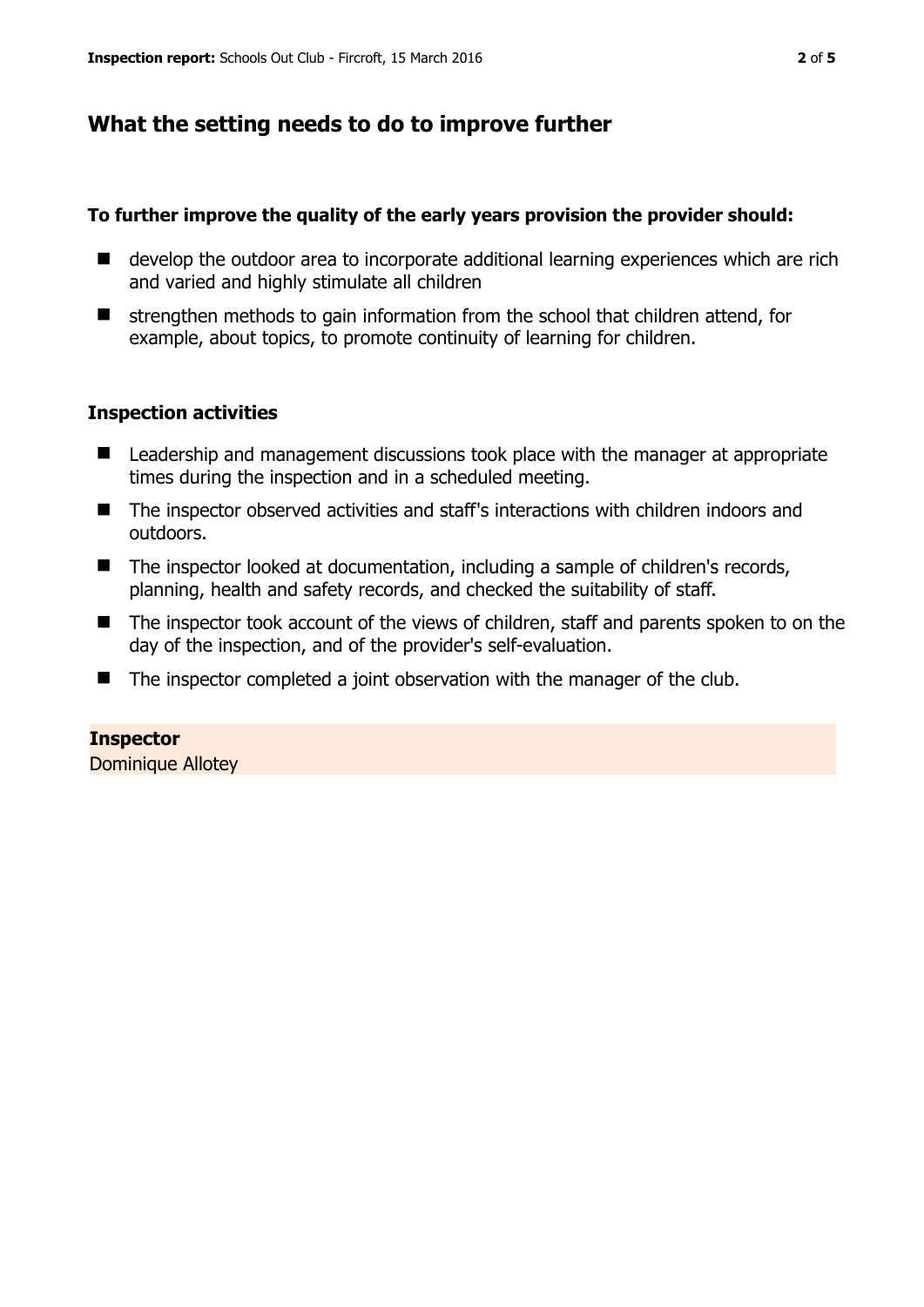## What the setting needs to do to improve further

**To further improve the quality of the early years provision the provider should:**

- develop the outdoor area to incorporate additional learning experiences which are rich and varied and highly stimulate all children
- strengthen methods to gain information from the school that children attend, for example, about topics, to promote continuity of learning for children.

### Inspection activities

- Leadership and management discussions took place with the manager at appropriate times during the inspection and in a scheduled meeting.
- The inspector observed activities and staff's interactions with children indoors and outdoors.
- The inspector looked at documentation, including a sample of children's records, planning, health and safety records, and checked the suitability of staff.
- The inspector took account of the views of children, staff and parents spoken to on the day of the inspection, and of the provider's self-evaluation.
- The inspector completed a joint observation with the manager of the club.

**Inspector**
Dominique Allotey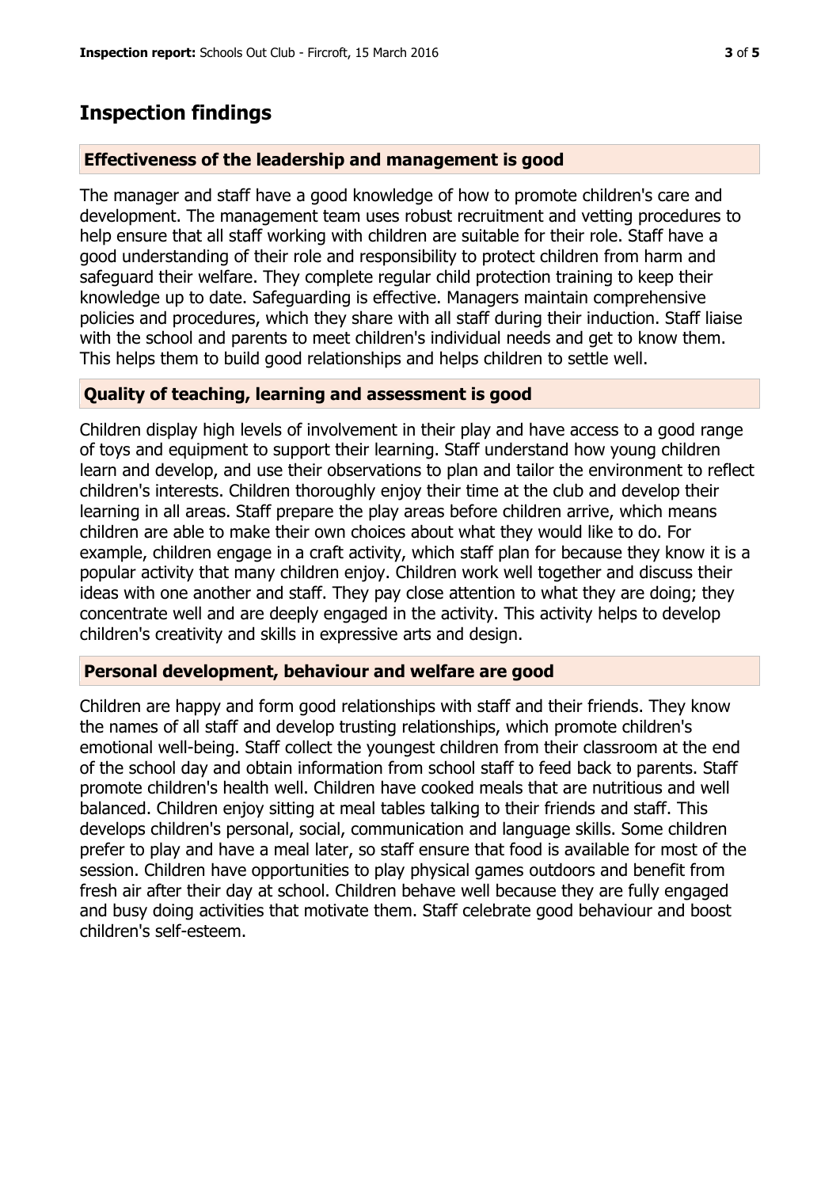# Inspection findings

## Effectiveness of the leadership and management is good

The manager and staff have a good knowledge of how to promote children's care and development. The management team uses robust recruitment and vetting procedures to help ensure that all staff working with children are suitable for their role. Staff have a good understanding of their role and responsibility to protect children from harm and safeguard their welfare. They complete regular child protection training to keep their knowledge up to date. Safeguarding is effective. Managers maintain comprehensive policies and procedures, which they share with all staff during their induction. Staff liaise with the school and parents to meet children's individual needs and get to know them. This helps them to build good relationships and helps children to settle well.

## Quality of teaching, learning and assessment is good

Children display high levels of involvement in their play and have access to a good range of toys and equipment to support their learning. Staff understand how young children learn and develop, and use their observations to plan and tailor the environment to reflect children's interests. Children thoroughly enjoy their time at the club and develop their learning in all areas. Staff prepare the play areas before children arrive, which means children are able to make their own choices about what they would like to do. For example, children engage in a craft activity, which staff plan for because they know it is a popular activity that many children enjoy. Children work well together and discuss their ideas with one another and staff. They pay close attention to what they are doing; they concentrate well and are deeply engaged in the activity. This activity helps to develop children's creativity and skills in expressive arts and design.

## Personal development, behaviour and welfare are good

Children are happy and form good relationships with staff and their friends. They know the names of all staff and develop trusting relationships, which promote children's emotional well-being. Staff collect the youngest children from their classroom at the end of the school day and obtain information from school staff to feed back to parents. Staff promote children's health well. Children have cooked meals that are nutritious and well balanced. Children enjoy sitting at meal tables talking to their friends and staff. This develops children's personal, social, communication and language skills. Some children prefer to play and have a meal later, so staff ensure that food is available for most of the session. Children have opportunities to play physical games outdoors and benefit from fresh air after their day at school. Children behave well because they are fully engaged and busy doing activities that motivate them. Staff celebrate good behaviour and boost children's self-esteem.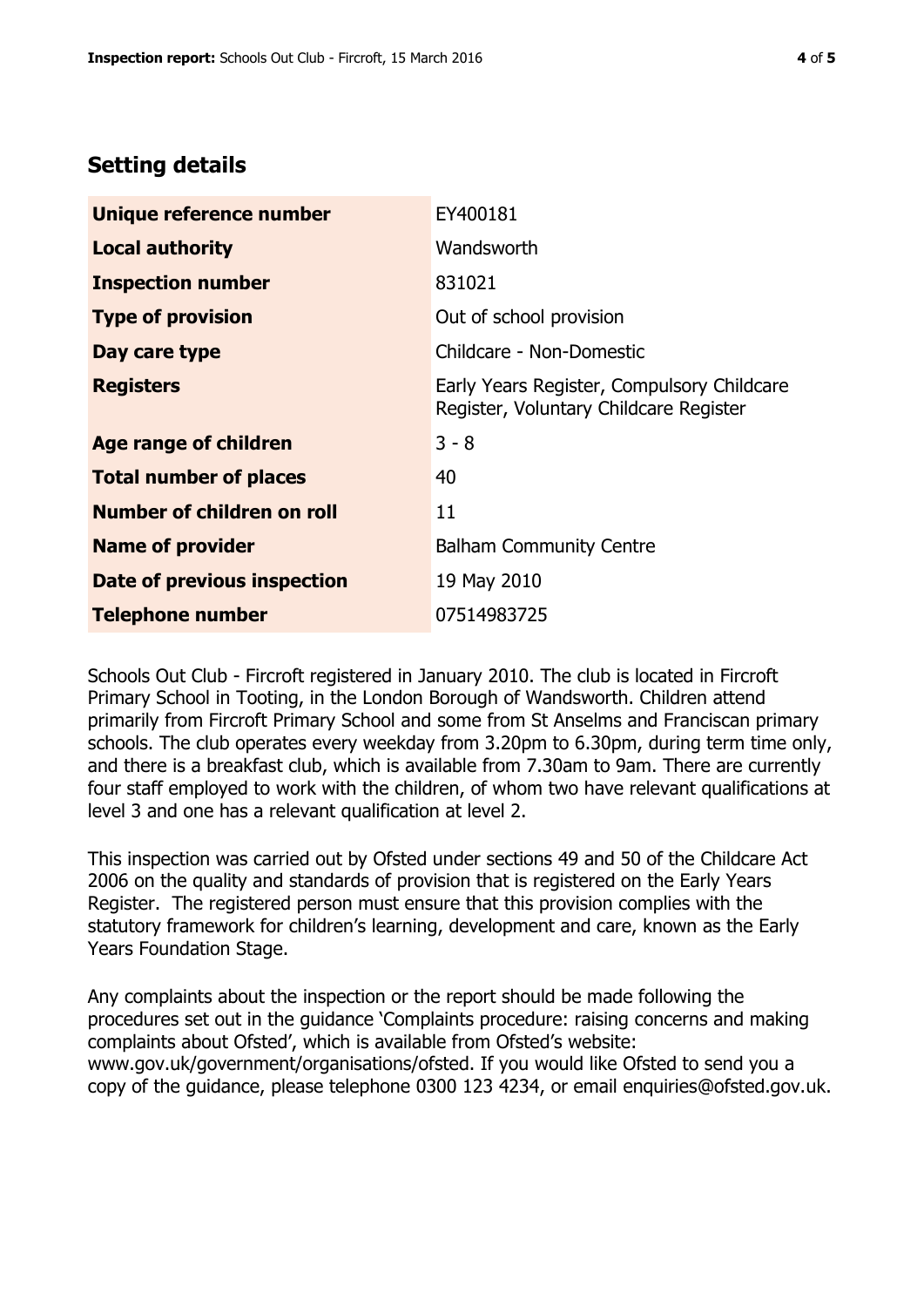## Setting details

| | |
|---|---|
| **Unique reference number** | EY400181 |
| **Local authority** | Wandsworth |
| **Inspection number** | 831021 |
| **Type of provision** | Out of school provision |
| **Day care type** | Childcare - Non-Domestic |
| **Registers** | Early Years Register, Compulsory Childcare Register, Voluntary Childcare Register |
| **Age range of children** | 3 - 8 |
| **Total number of places** | 40 |
| **Number of children on roll** | 11 |
| **Name of provider** | Balham Community Centre |
| **Date of previous inspection** | 19 May 2010 |
| **Telephone number** | 07514983725 |

Schools Out Club - Fircroft registered in January 2010. The club is located in Fircroft Primary School in Tooting, in the London Borough of Wandsworth. Children attend primarily from Fircroft Primary School and some from St Anselms and Franciscan primary schools. The club operates every weekday from 3.20pm to 6.30pm, during term time only, and there is a breakfast club, which is available from 7.30am to 9am. There are currently four staff employed to work with the children, of whom two have relevant qualifications at level 3 and one has a relevant qualification at level 2.

This inspection was carried out by Ofsted under sections 49 and 50 of the Childcare Act 2006 on the quality and standards of provision that is registered on the Early Years Register. The registered person must ensure that this provision complies with the statutory framework for children's learning, development and care, known as the Early Years Foundation Stage.

Any complaints about the inspection or the report should be made following the procedures set out in the guidance 'Complaints procedure: raising concerns and making complaints about Ofsted', which is available from Ofsted's website: www.gov.uk/government/organisations/ofsted. If you would like Ofsted to send you a copy of the guidance, please telephone 0300 123 4234, or email enquiries@ofsted.gov.uk.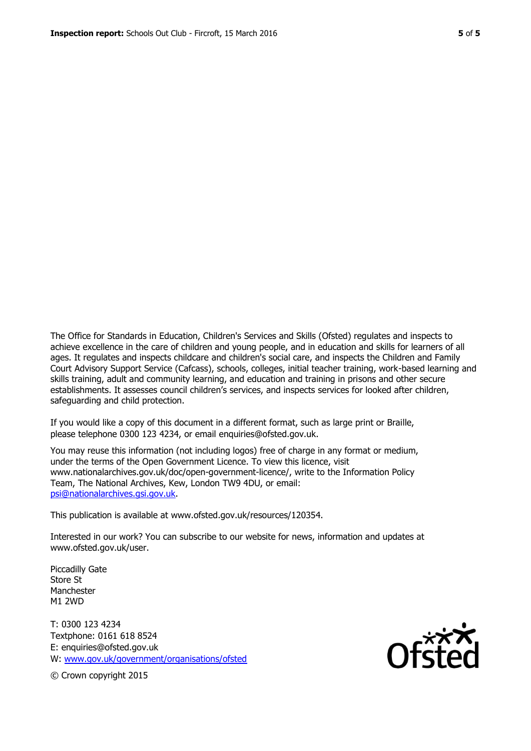The Office for Standards in Education, Children's Services and Skills (Ofsted) regulates and inspects to achieve excellence in the care of children and young people, and in education and skills for learners of all ages. It regulates and inspects childcare and children's social care, and inspects the Children and Family Court Advisory Support Service (Cafcass), schools, colleges, initial teacher training, work-based learning and skills training, adult and community learning, and education and training in prisons and other secure establishments. It assesses council children's services, and inspects services for looked after children, safeguarding and child protection.

If you would like a copy of this document in a different format, such as large print or Braille, please telephone 0300 123 4234, or email enquiries@ofsted.gov.uk.

You may reuse this information (not including logos) free of charge in any format or medium, under the terms of the Open Government Licence. To view this licence, visit www.nationalarchives.gov.uk/doc/open-government-licence/, write to the Information Policy Team, The National Archives, Kew, London TW9 4DU, or email: psi@nationalarchives.gsi.gov.uk.

This publication is available at www.ofsted.gov.uk/resources/120354.

Interested in our work? You can subscribe to our website for news, information and updates at www.ofsted.gov.uk/user.

Piccadilly Gate  
Store St  
Manchester  
M1 2WD

T: 0300 123 4234  
Textphone: 0161 618 8524  
E: enquiries@ofsted.gov.uk  
W: www.gov.uk/government/organisations/ofsted

© Crown copyright 2015